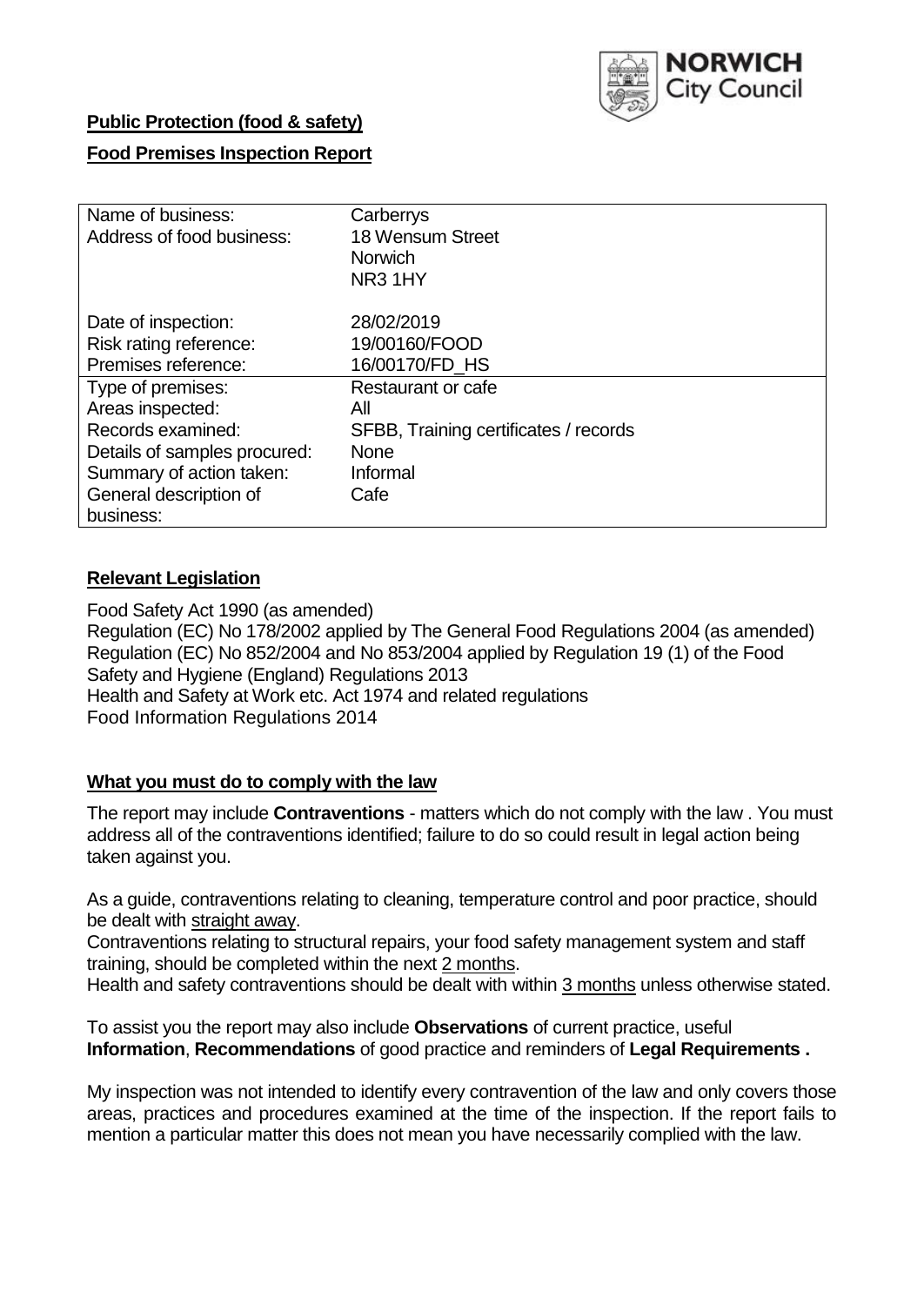NORWICH City Council

**Public Protection (food & safety)**

**Food Premises Inspection Report**

| | |
|---|---|
| Name of business: | Carberrys |
| Address of food business: | 18 Wensum Street<br>Norwich<br>NR3 1HY |
| Date of inspection: | 28/02/2019 |
| Risk rating reference: | 19/00160/FOOD |
| Premises reference: | 16/00170/FD_HS |
| Type of premises: | Restaurant or cafe |
| Areas inspected: | All |
| Records examined: | SFBB, Training certificates / records |
| Details of samples procured: | None |
| Summary of action taken: | Informal |
| General description of business: | Cafe |

## Relevant Legislation

Food Safety Act 1990 (as amended)
Regulation (EC) No 178/2002 applied by The General Food Regulations 2004 (as amended)
Regulation (EC) No 852/2004 and No 853/2004 applied by Regulation 19 (1) of the Food Safety and Hygiene (England) Regulations 2013
Health and Safety at Work etc. Act 1974 and related regulations
Food Information Regulations 2014

## What you must do to comply with the law

The report may include **Contraventions** - matters which do not comply with the law . You must address all of the contraventions identified; failure to do so could result in legal action being taken against you.

As a guide, contraventions relating to cleaning, temperature control and poor practice, should be dealt with straight away.
Contraventions relating to structural repairs, your food safety management system and staff training, should be completed within the next 2 months.
Health and safety contraventions should be dealt with within 3 months unless otherwise stated.

To assist you the report may also include **Observations** of current practice, useful **Information**, **Recommendations** of good practice and reminders of **Legal Requirements .**

My inspection was not intended to identify every contravention of the law and only covers those areas, practices and procedures examined at the time of the inspection. If the report fails to mention a particular matter this does not mean you have necessarily complied with the law.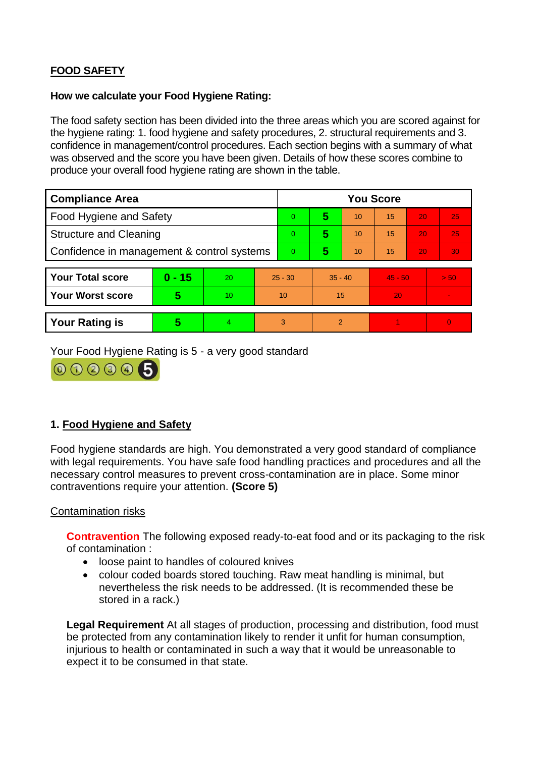**FOOD SAFETY**

**How we calculate your Food Hygiene Rating:**

The food safety section has been divided into the three areas which you are scored against for the hygiene rating: 1. food hygiene and safety procedures, 2. structural requirements and 3. confidence in management/control procedures. Each section begins with a summary of what was observed and the score you have been given. Details of how these scores combine to produce your overall food hygiene rating are shown in the table.

| Compliance Area | You Score | | | | | |
|---|---|---|---|---|---|---|
| Food Hygiene and Safety | 0 | **5** | 10 | 15 | 20 | 25 |
| Structure and Cleaning | 0 | **5** | 10 | 15 | 20 | 25 |
| Confidence in management & control systems | 0 | **5** | 10 | 15 | 20 | 30 |

| | | | | | | |
|---|---|---|---|---|---|---|
| **Your Total score** | **0 - 15** | 20 | 25 - 30 | 35 - 40 | 45 - 50 | > 50 |
| **Your Worst score** | **5** | 10 | 10 | 15 | 20 | - |

| | | | | | | |
|---|---|---|---|---|---|---|
| **Your Rating is** | **5** | 4 | 3 | 2 | 1 | 0 |

Your Food Hygiene Rating is 5 - a very good standard

### 1. Food Hygiene and Safety

Food hygiene standards are high. You demonstrated a very good standard of compliance with legal requirements. You have safe food handling practices and procedures and all the necessary control measures to prevent cross-contamination are in place. Some minor contraventions require your attention. **(Score 5)**

Contamination risks

**Contravention** The following exposed ready-to-eat food and or its packaging to the risk of contamination :

- loose paint to handles of coloured knives
- colour coded boards stored touching. Raw meat handling is minimal, but nevertheless the risk needs to be addressed. (It is recommended these be stored in a rack.)

**Legal Requirement** At all stages of production, processing and distribution, food must be protected from any contamination likely to render it unfit for human consumption, injurious to health or contaminated in such a way that it would be unreasonable to expect it to be consumed in that state.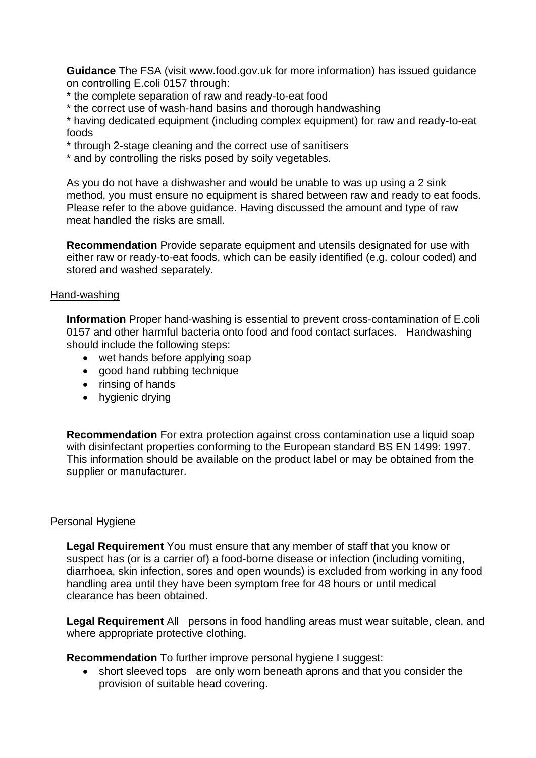**Guidance** The FSA (visit www.food.gov.uk for more information) has issued guidance on controlling E.coli 0157 through:
* the complete separation of raw and ready-to-eat food
* the correct use of wash-hand basins and thorough handwashing
* having dedicated equipment (including complex equipment) for raw and ready-to-eat foods
* through 2-stage cleaning and the correct use of sanitisers
* and by controlling the risks posed by soily vegetables.

As you do not have a dishwasher and would be unable to was up using a 2 sink method, you must ensure no equipment is shared between raw and ready to eat foods. Please refer to the above guidance. Having discussed the amount and type of raw meat handled the risks are small.

**Recommendation** Provide separate equipment and utensils designated for use with either raw or ready-to-eat foods, which can be easily identified (e.g. colour coded) and stored and washed separately.

## Hand-washing

**Information** Proper hand-washing is essential to prevent cross-contamination of E.coli 0157 and other harmful bacteria onto food and food contact surfaces. Handwashing should include the following steps:

- wet hands before applying soap
- good hand rubbing technique
- rinsing of hands
- hygienic drying

**Recommendation** For extra protection against cross contamination use a liquid soap with disinfectant properties conforming to the European standard BS EN 1499: 1997. This information should be available on the product label or may be obtained from the supplier or manufacturer.

## Personal Hygiene

**Legal Requirement** You must ensure that any member of staff that you know or suspect has (or is a carrier of) a food-borne disease or infection (including vomiting, diarrhoea, skin infection, sores and open wounds) is excluded from working in any food handling area until they have been symptom free for 48 hours or until medical clearance has been obtained.

**Legal Requirement** All persons in food handling areas must wear suitable, clean, and where appropriate protective clothing.

**Recommendation** To further improve personal hygiene I suggest:

- short sleeved tops are only worn beneath aprons and that you consider the provision of suitable head covering.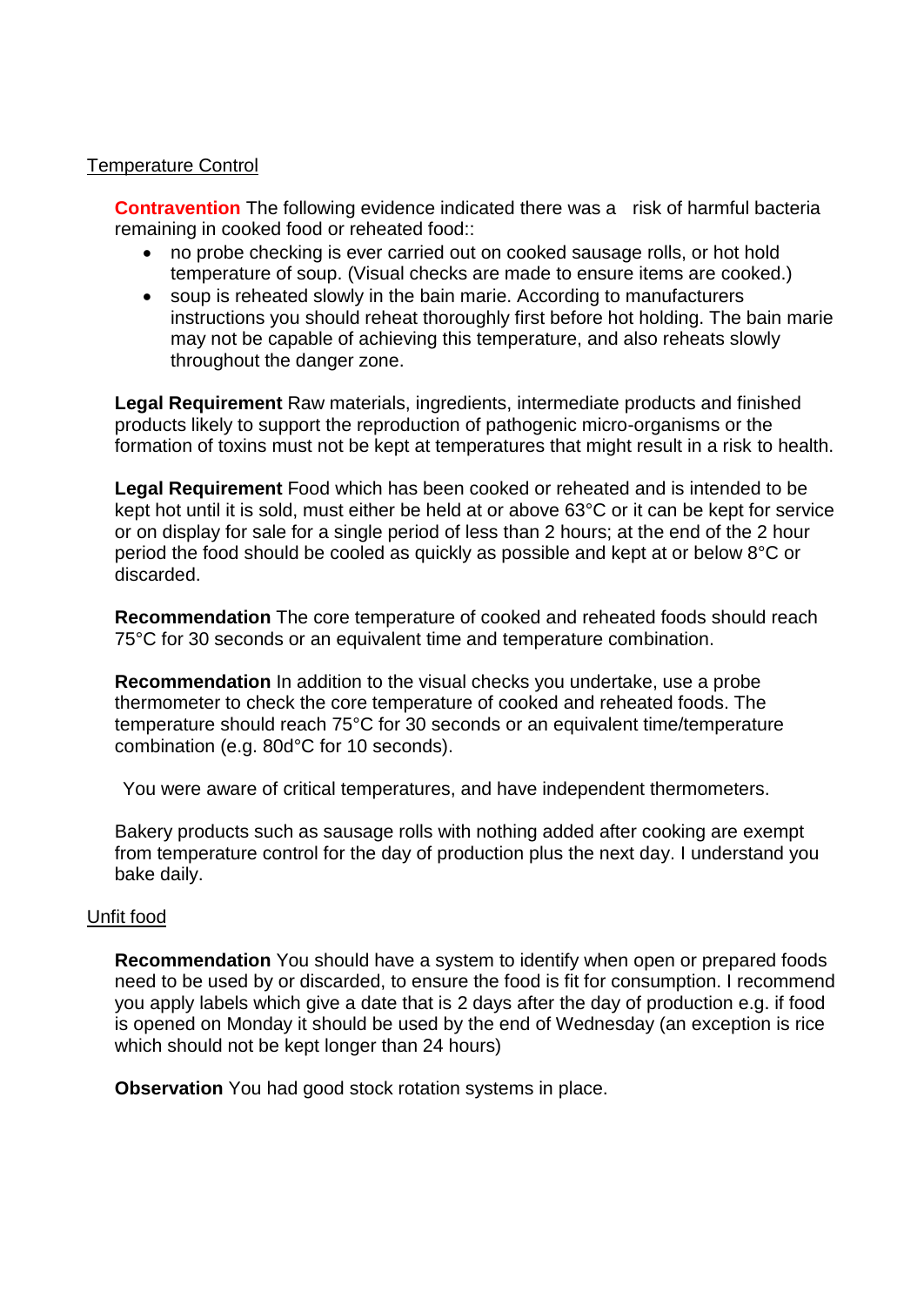## Temperature Control

**Contravention** The following evidence indicated there was a risk of harmful bacteria remaining in cooked food or reheated food::

- no probe checking is ever carried out on cooked sausage rolls, or hot hold temperature of soup. (Visual checks are made to ensure items are cooked.)
- soup is reheated slowly in the bain marie. According to manufacturers instructions you should reheat thoroughly first before hot holding. The bain marie may not be capable of achieving this temperature, and also reheats slowly throughout the danger zone.

**Legal Requirement** Raw materials, ingredients, intermediate products and finished products likely to support the reproduction of pathogenic micro-organisms or the formation of toxins must not be kept at temperatures that might result in a risk to health.

**Legal Requirement** Food which has been cooked or reheated and is intended to be kept hot until it is sold, must either be held at or above 63°C or it can be kept for service or on display for sale for a single period of less than 2 hours; at the end of the 2 hour period the food should be cooled as quickly as possible and kept at or below 8°C or discarded.

**Recommendation** The core temperature of cooked and reheated foods should reach 75°C for 30 seconds or an equivalent time and temperature combination.

**Recommendation** In addition to the visual checks you undertake, use a probe thermometer to check the core temperature of cooked and reheated foods. The temperature should reach 75°C for 30 seconds or an equivalent time/temperature combination (e.g. 80d°C for 10 seconds).

You were aware of critical temperatures, and have independent thermometers.

Bakery products such as sausage rolls with nothing added after cooking are exempt from temperature control for the day of production plus the next day. I understand you bake daily.

## Unfit food

**Recommendation** You should have a system to identify when open or prepared foods need to be used by or discarded, to ensure the food is fit for consumption. I recommend you apply labels which give a date that is 2 days after the day of production e.g. if food is opened on Monday it should be used by the end of Wednesday (an exception is rice which should not be kept longer than 24 hours)

**Observation** You had good stock rotation systems in place.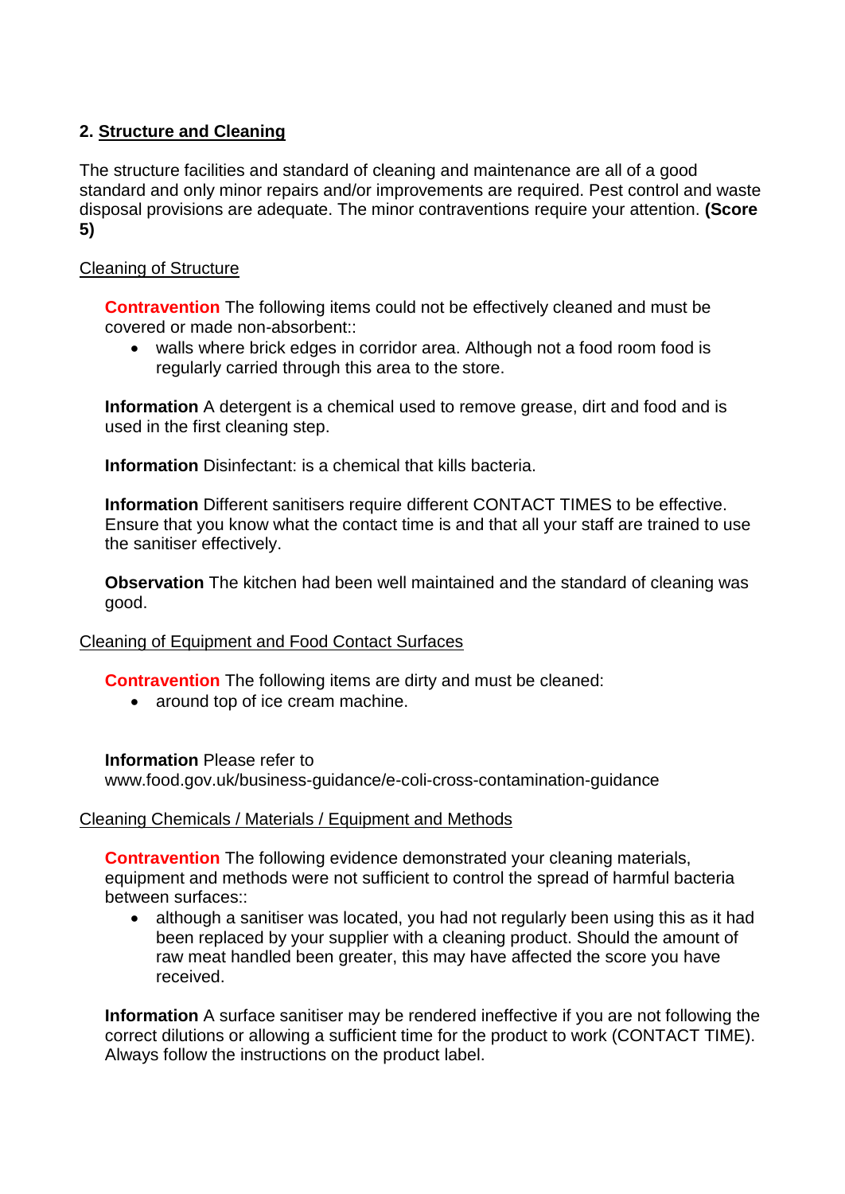## 2. Structure and Cleaning

The structure facilities and standard of cleaning and maintenance are all of a good standard and only minor repairs and/or improvements are required. Pest control and waste disposal provisions are adequate. The minor contraventions require your attention. **(Score 5)**

Cleaning of Structure

**Contravention** The following items could not be effectively cleaned and must be covered or made non-absorbent::

- walls where brick edges in corridor area. Although not a food room food is regularly carried through this area to the store.

**Information** A detergent is a chemical used to remove grease, dirt and food and is used in the first cleaning step.

**Information** Disinfectant: is a chemical that kills bacteria.

**Information** Different sanitisers require different CONTACT TIMES to be effective. Ensure that you know what the contact time is and that all your staff are trained to use the sanitiser effectively.

**Observation** The kitchen had been well maintained and the standard of cleaning was good.

Cleaning of Equipment and Food Contact Surfaces

**Contravention** The following items are dirty and must be cleaned:

- around top of ice cream machine.

**Information** Please refer to www.food.gov.uk/business-guidance/e-coli-cross-contamination-guidance

Cleaning Chemicals / Materials / Equipment and Methods

**Contravention** The following evidence demonstrated your cleaning materials, equipment and methods were not sufficient to control the spread of harmful bacteria between surfaces::

- although a sanitiser was located, you had not regularly been using this as it had been replaced by your supplier with a cleaning product. Should the amount of raw meat handled been greater, this may have affected the score you have received.

**Information** A surface sanitiser may be rendered ineffective if you are not following the correct dilutions or allowing a sufficient time for the product to work (CONTACT TIME). Always follow the instructions on the product label.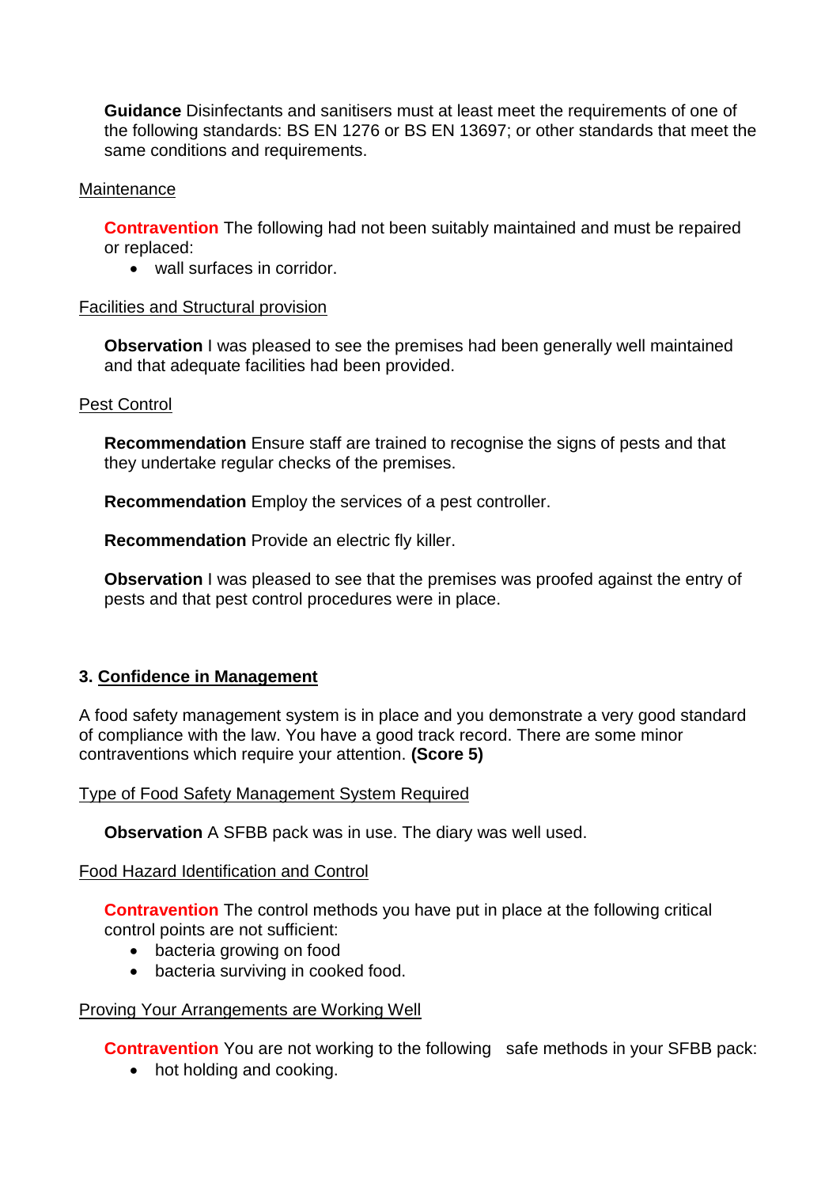**Guidance** Disinfectants and sanitisers must at least meet the requirements of one of the following standards: BS EN 1276 or BS EN 13697; or other standards that meet the same conditions and requirements.

Maintenance

**Contravention** The following had not been suitably maintained and must be repaired or replaced:

- wall surfaces in corridor.

Facilities and Structural provision

**Observation** I was pleased to see the premises had been generally well maintained and that adequate facilities had been provided.

Pest Control

**Recommendation** Ensure staff are trained to recognise the signs of pests and that they undertake regular checks of the premises.

**Recommendation** Employ the services of a pest controller.

**Recommendation** Provide an electric fly killer.

**Observation** I was pleased to see that the premises was proofed against the entry of pests and that pest control procedures were in place.

## 3. Confidence in Management

A food safety management system is in place and you demonstrate a very good standard of compliance with the law. You have a good track record. There are some minor contraventions which require your attention. **(Score 5)**

Type of Food Safety Management System Required

**Observation** A SFBB pack was in use. The diary was well used.

Food Hazard Identification and Control

**Contravention** The control methods you have put in place at the following critical control points are not sufficient:

- bacteria growing on food
- bacteria surviving in cooked food.

Proving Your Arrangements are Working Well

**Contravention** You are not working to the following safe methods in your SFBB pack:

- hot holding and cooking.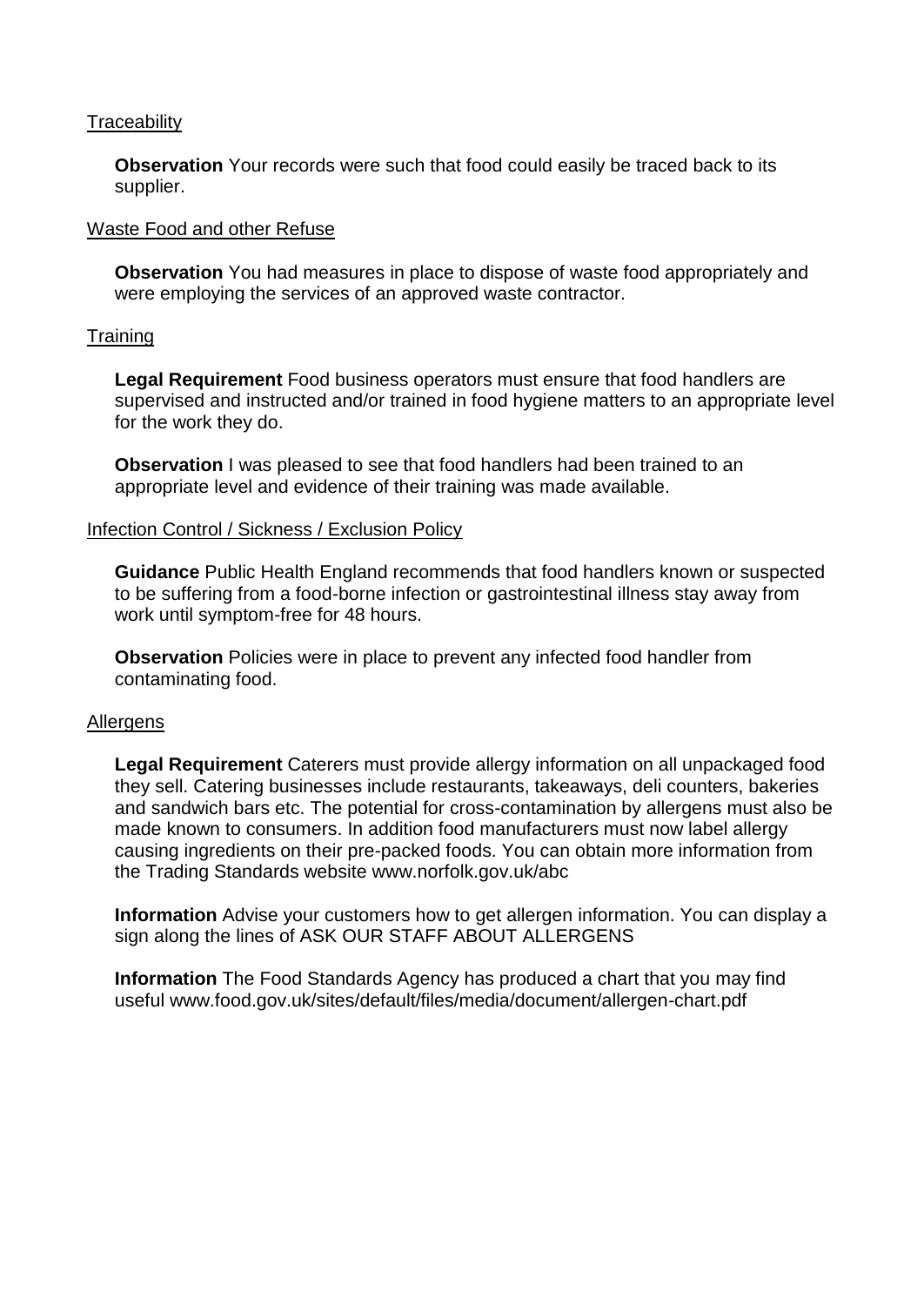Traceability

**Observation** Your records were such that food could easily be traced back to its supplier.

Waste Food and other Refuse

**Observation** You had measures in place to dispose of waste food appropriately and were employing the services of an approved waste contractor.

Training

**Legal Requirement** Food business operators must ensure that food handlers are supervised and instructed and/or trained in food hygiene matters to an appropriate level for the work they do.

**Observation** I was pleased to see that food handlers had been trained to an appropriate level and evidence of their training was made available.

Infection Control / Sickness / Exclusion Policy

**Guidance** Public Health England recommends that food handlers known or suspected to be suffering from a food-borne infection or gastrointestinal illness stay away from work until symptom-free for 48 hours.

**Observation** Policies were in place to prevent any infected food handler from contaminating food.

Allergens

**Legal Requirement** Caterers must provide allergy information on all unpackaged food they sell. Catering businesses include restaurants, takeaways, deli counters, bakeries and sandwich bars etc. The potential for cross-contamination by allergens must also be made known to consumers. In addition food manufacturers must now label allergy causing ingredients on their pre-packed foods. You can obtain more information from the Trading Standards website www.norfolk.gov.uk/abc

**Information** Advise your customers how to get allergen information. You can display a sign along the lines of ASK OUR STAFF ABOUT ALLERGENS

**Information** The Food Standards Agency has produced a chart that you may find useful www.food.gov.uk/sites/default/files/media/document/allergen-chart.pdf